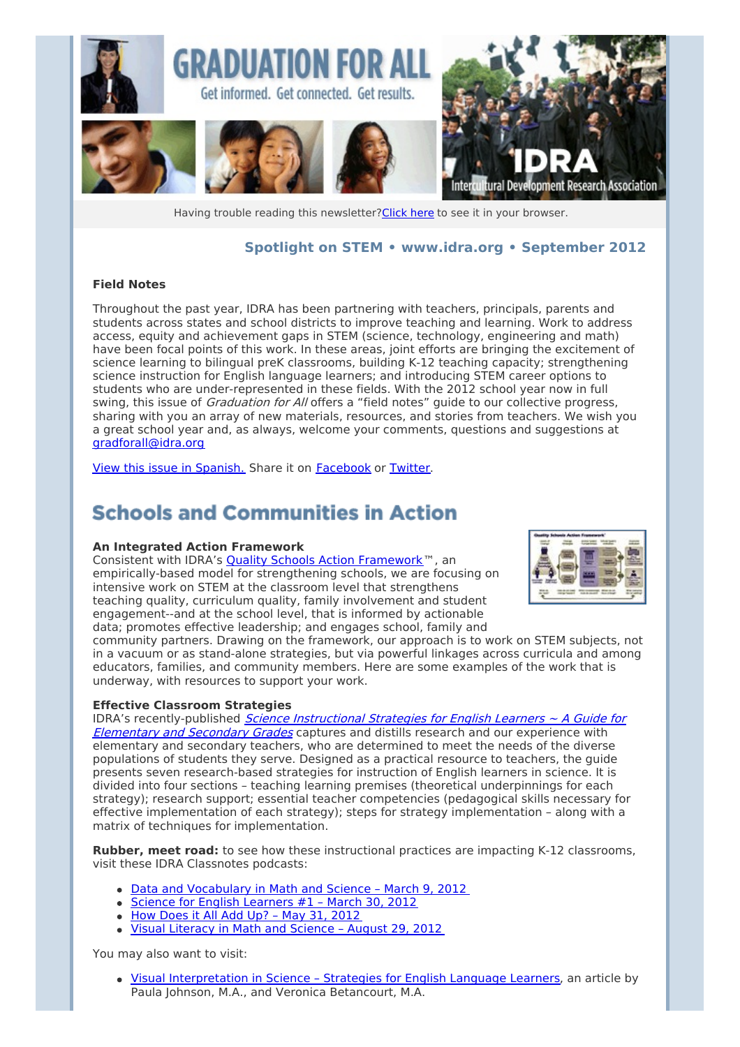# GRADUATION FOR ALL

Get informed. Get connected. Get results.

IDRA Intercultural Development Research Association

Having trouble reading this newsletter?Click here to see it in your browser.

**Spotlight on STEM • www.idra.org • September 2012**

**Field Notes**

Throughout the past year, IDRA has been partnering with teachers, principals, parents and students across states and school districts to improve teaching and learning. Work to address access, equity and achievement gaps in STEM (science, technology, engineering and math) have been focal points of this work. In these areas, joint efforts are bringing the excitement of science learning to bilingual preK classrooms, building K-12 teaching capacity; strengthening science instruction for English language learners; and introducing STEM career options to students who are under-represented in these fields. With the 2012 school year now in full swing, this issue of *Graduation for All* offers a "field notes" guide to our collective progress, sharing with you an array of new materials, resources, and stories from teachers. We wish you a great school year and, as always, welcome your comments, questions and suggestions at gradforall@idra.org

View this issue in Spanish. Share it on Facebook or Twitter.

## Schools and Communities in Action

**An Integrated Action Framework**
Consistent with IDRA's Quality Schools Action Framework™, an empirically-based model for strengthening schools, we are focusing on intensive work on STEM at the classroom level that strengthens teaching quality, curriculum quality, family involvement and student engagement--and at the school level, that is informed by actionable data; promotes effective leadership; and engages school, family and community partners. Drawing on the framework, our approach is to work on STEM subjects, not in a vacuum or as stand-alone strategies, but via powerful linkages across curricula and among educators, families, and community members. Here are some examples of the work that is underway, with resources to support your work.

**Effective Classroom Strategies**
IDRA's recently-published *Science Instructional Strategies for English Learners ~ A Guide for Elementary and Secondary Grades* captures and distills research and our experience with elementary and secondary teachers, who are determined to meet the needs of the diverse populations of students they serve. Designed as a practical resource to teachers, the guide presents seven research-based strategies for instruction of English learners in science. It is divided into four sections – teaching learning premises (theoretical underpinnings for each strategy); research support; essential teacher competencies (pedagogical skills necessary for effective implementation of each strategy); steps for strategy implementation – along with a matrix of techniques for implementation.

**Rubber, meet road:** to see how these instructional practices are impacting K-12 classrooms, visit these IDRA Classnotes podcasts:

- Data and Vocabulary in Math and Science – March 9, 2012
- Science for English Learners #1 – March 30, 2012
- How Does it All Add Up? – May 31, 2012
- Visual Literacy in Math and Science – August 29, 2012

You may also want to visit:

- Visual Interpretation in Science – Strategies for English Language Learners, an article by Paula Johnson, M.A., and Veronica Betancourt, M.A.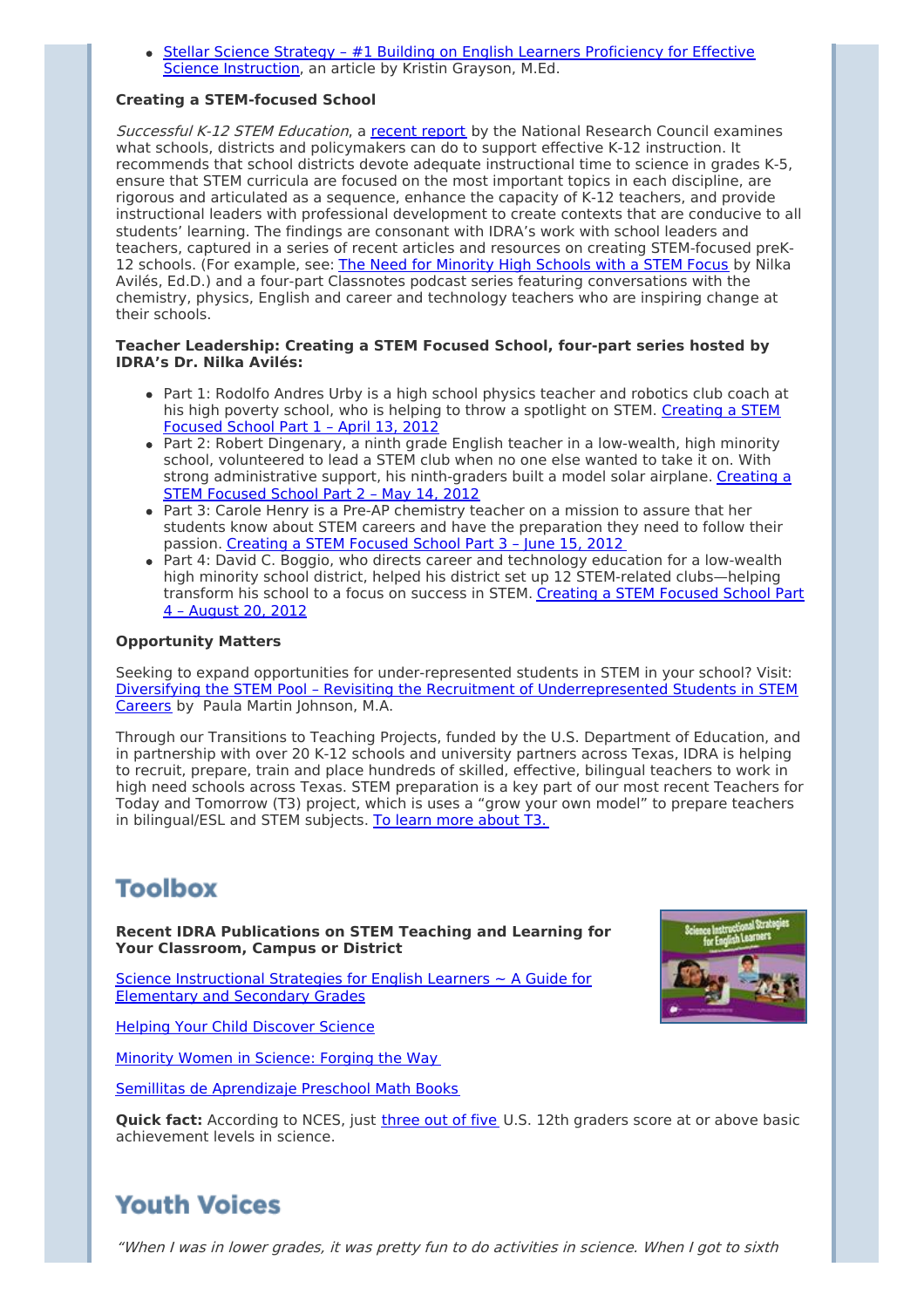- Stellar Science Strategy – #1 Building on English Learners Proficiency for Effective Science Instruction, an article by Kristin Grayson, M.Ed.

**Creating a STEM-focused School**

*Successful K-12 STEM Education*, a recent report by the National Research Council examines what schools, districts and policymakers can do to support effective K-12 instruction. It recommends that school districts devote adequate instructional time to science in grades K-5, ensure that STEM curricula are focused on the most important topics in each discipline, are rigorous and articulated as a sequence, enhance the capacity of K-12 teachers, and provide instructional leaders with professional development to create contexts that are conducive to all students' learning. The findings are consonant with IDRA's work with school leaders and teachers, captured in a series of recent articles and resources on creating STEM-focused preK-12 schools. (For example, see: The Need for Minority High Schools with a STEM Focus by Nilka Avilés, Ed.D.) and a four-part Classnotes podcast series featuring conversations with the chemistry, physics, English and career and technology teachers who are inspiring change at their schools.

**Teacher Leadership: Creating a STEM Focused School, four-part series hosted by IDRA's Dr. Nilka Avilés:**

- Part 1: Rodolfo Andres Urby is a high school physics teacher and robotics club coach at his high poverty school, who is helping to throw a spotlight on STEM. Creating a STEM Focused School Part 1 – April 13, 2012
- Part 2: Robert Dingenary, a ninth grade English teacher in a low-wealth, high minority school, volunteered to lead a STEM club when no one else wanted to take it on. With strong administrative support, his ninth-graders built a model solar airplane. Creating a STEM Focused School Part 2 – May 14, 2012
- Part 3: Carole Henry is a Pre-AP chemistry teacher on a mission to assure that her students know about STEM careers and have the preparation they need to follow their passion. Creating a STEM Focused School Part 3 – June 15, 2012
- Part 4: David C. Boggio, who directs career and technology education for a low-wealth high minority school district, helped his district set up 12 STEM-related clubs—helping transform his school to a focus on success in STEM. Creating a STEM Focused School Part 4 – August 20, 2012

**Opportunity Matters**

Seeking to expand opportunities for under-represented students in STEM in your school? Visit: Diversifying the STEM Pool – Revisiting the Recruitment of Underrepresented Students in STEM Careers by Paula Martin Johnson, M.A.

Through our Transitions to Teaching Projects, funded by the U.S. Department of Education, and in partnership with over 20 K-12 schools and university partners across Texas, IDRA is helping to recruit, prepare, train and place hundreds of skilled, effective, bilingual teachers to work in high need schools across Texas. STEM preparation is a key part of our most recent Teachers for Today and Tomorrow (T3) project, which is uses a "grow your own model" to prepare teachers in bilingual/ESL and STEM subjects. To learn more about T3.

## Toolbox

**Recent IDRA Publications on STEM Teaching and Learning for Your Classroom, Campus or District**

Science Instructional Strategies for English Learners ~ A Guide for Elementary and Secondary Grades

Helping Your Child Discover Science

Minority Women in Science: Forging the Way

Semillitas de Aprendizaje Preschool Math Books

**Quick fact:** According to NCES, just three out of five U.S. 12th graders score at or above basic achievement levels in science.

## Youth Voices

*"When I was in lower grades, it was pretty fun to do activities in science. When I got to sixth*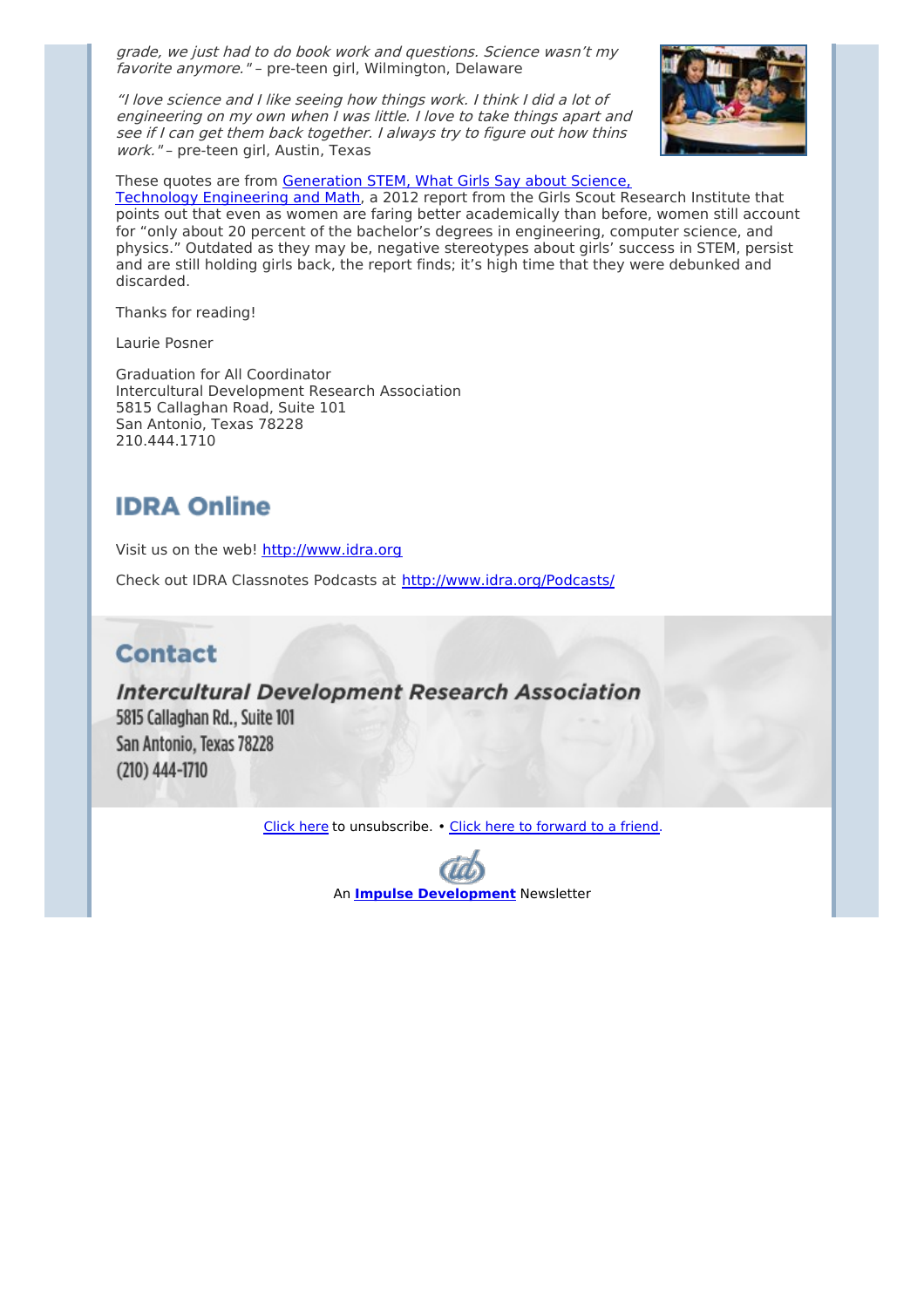*grade, we just had to do book work and questions. Science wasn't my favorite anymore."* – pre-teen girl, Wilmington, Delaware

*"I love science and I like seeing how things work. I think I did a lot of engineering on my own when I was little. I love to take things apart and see if I can get them back together. I always try to figure out how thins work."* – pre-teen girl, Austin, Texas

These quotes are from Generation STEM, What Girls Say about Science, Technology Engineering and Math, a 2012 report from the Girls Scout Research Institute that points out that even as women are faring better academically than before, women still account for "only about 20 percent of the bachelor's degrees in engineering, computer science, and physics." Outdated as they may be, negative stereotypes about girls' success in STEM, persist and are still holding girls back, the report finds; it's high time that they were debunked and discarded.

Thanks for reading!

Laurie Posner

Graduation for All Coordinator
Intercultural Development Research Association
5815 Callaghan Road, Suite 101
San Antonio, Texas 78228
210.444.1710

## IDRA Online

Visit us on the web! http://www.idra.org

Check out IDRA Classnotes Podcasts at http://www.idra.org/Podcasts/

## Contact

***Intercultural Development Research Association***
5815 Callaghan Rd., Suite 101
San Antonio, Texas 78228
(210) 444-1710

Click here to unsubscribe. • Click here to forward to a friend.

An **Impulse Development** Newsletter